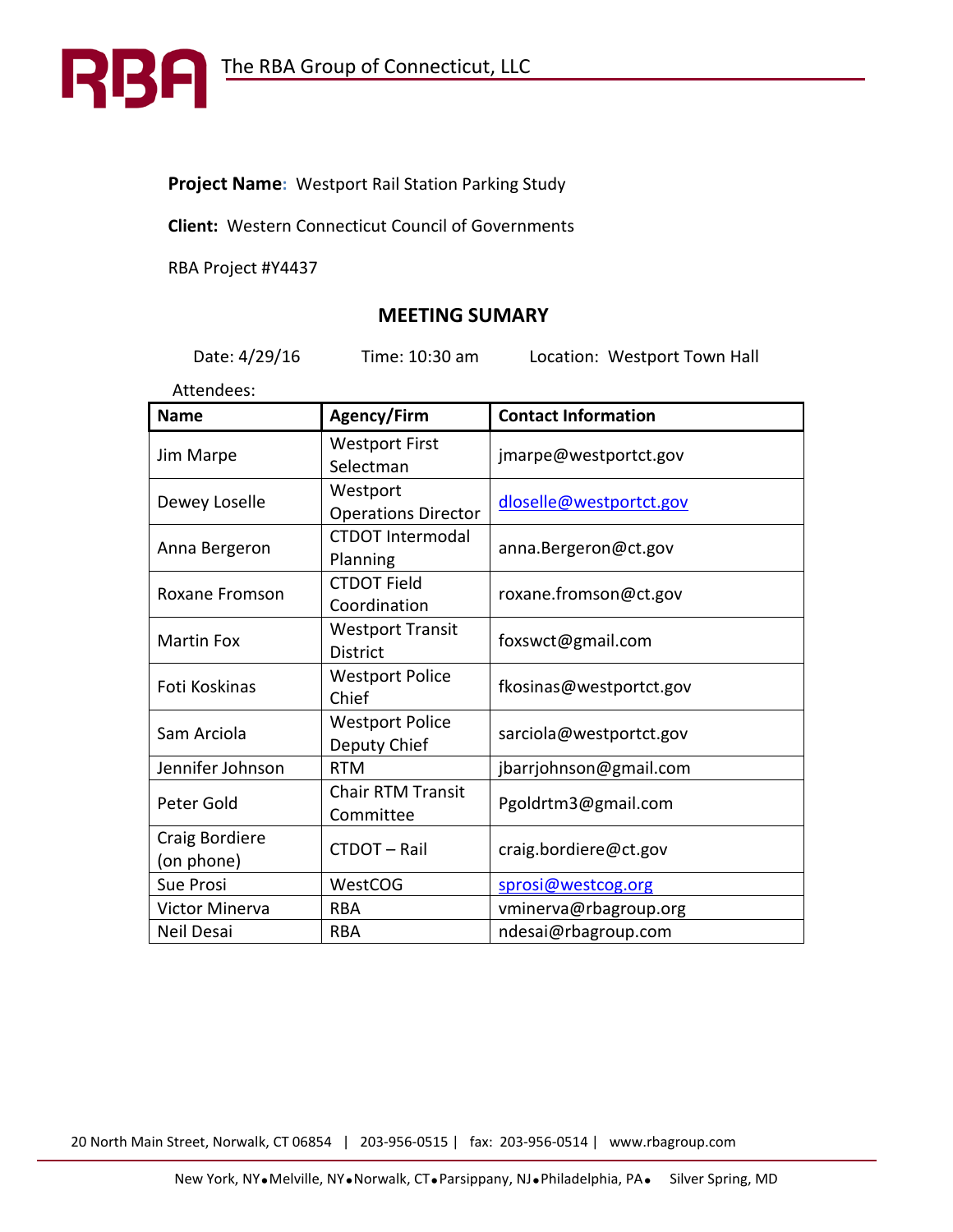The RBA Group of Connecticut, LLC

**Project Name:** Westport Rail Station Parking Study

**Client:** Western Connecticut Council of Governments

RBA Project #Y4437

## MEETING SUMARY

Date: 4/29/16    Time: 10:30 am    Location: Westport Town Hall

Attendees:

| Name | Agency/Firm | Contact Information |
|---|---|---|
| Jim Marpe | Westport First Selectman | jmarpe@westportct.gov |
| Dewey Loselle | Westport Operations Director | dloselle@westportct.gov |
| Anna Bergeron | CTDOT Intermodal Planning | anna.Bergeron@ct.gov |
| Roxane Fromson | CTDOT Field Coordination | roxane.fromson@ct.gov |
| Martin Fox | Westport Transit District | foxswct@gmail.com |
| Foti Koskinas | Westport Police Chief | fkosinas@westportct.gov |
| Sam Arciola | Westport Police Deputy Chief | sarciola@westportct.gov |
| Jennifer Johnson | RTM | jbarrjohnson@gmail.com |
| Peter Gold | Chair RTM Transit Committee | Pgoldrtm3@gmail.com |
| Craig Bordiere (on phone) | CTDOT – Rail | craig.bordiere@ct.gov |
| Sue Prosi | WestCOG | sprosi@westcog.org |
| Victor Minerva | RBA | vminerva@rbagroup.org |
| Neil Desai | RBA | ndesai@rbagroup.com |

20 North Main Street, Norwalk, CT 06854 | 203-956-0515 | fax: 203-956-0514 | www.rbagroup.com

New York, NY • Melville, NY • Norwalk, CT • Parsippany, NJ • Philadelphia, PA • Silver Spring, MD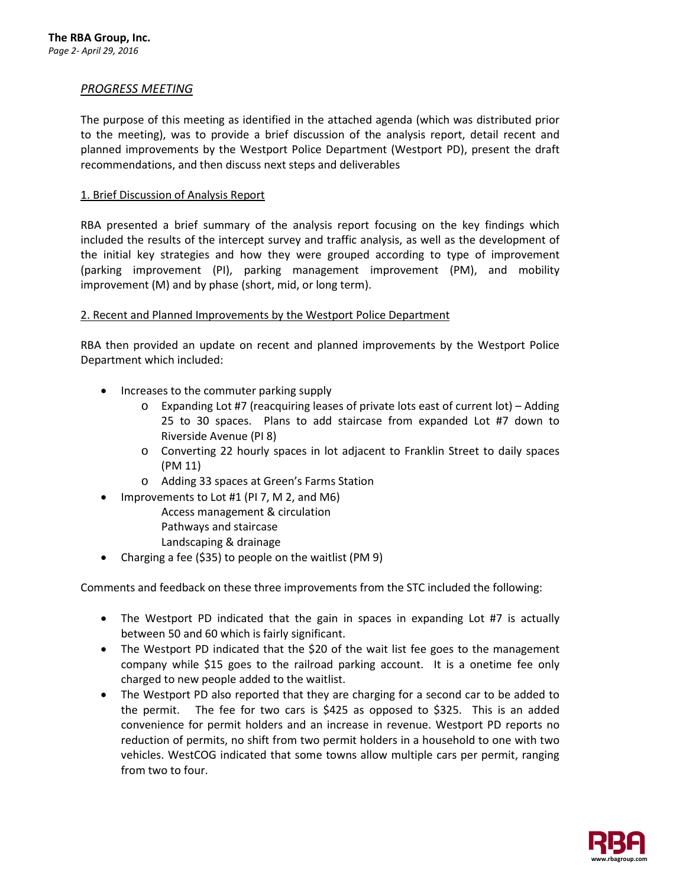*PROGRESS MEETING*

The purpose of this meeting as identified in the attached agenda (which was distributed prior to the meeting), was to provide a brief discussion of the analysis report, detail recent and planned improvements by the Westport Police Department (Westport PD), present the draft recommendations, and then discuss next steps and deliverables

1. Brief Discussion of Analysis Report

RBA presented a brief summary of the analysis report focusing on the key findings which included the results of the intercept survey and traffic analysis, as well as the development of the initial key strategies and how they were grouped according to type of improvement (parking improvement (PI), parking management improvement (PM), and mobility improvement (M) and by phase (short, mid, or long term).

2. Recent and Planned Improvements by the Westport Police Department

RBA then provided an update on recent and planned improvements by the Westport Police Department which included:

- Increases to the commuter parking supply
  - Expanding Lot #7 (reacquiring leases of private lots east of current lot) – Adding 25 to 30 spaces. Plans to add staircase from expanded Lot #7 down to Riverside Avenue (PI 8)
  - Converting 22 hourly spaces in lot adjacent to Franklin Street to daily spaces (PM 11)
  - Adding 33 spaces at Green's Farms Station
- Improvements to Lot #1 (PI 7, M 2, and M6)
  - Access management & circulation
  - Pathways and staircase
  - Landscaping & drainage
- Charging a fee ($35) to people on the waitlist (PM 9)

Comments and feedback on these three improvements from the STC included the following:

- The Westport PD indicated that the gain in spaces in expanding Lot #7 is actually between 50 and 60 which is fairly significant.
- The Westport PD indicated that the $20 of the wait list fee goes to the management company while $15 goes to the railroad parking account. It is a onetime fee only charged to new people added to the waitlist.
- The Westport PD also reported that they are charging for a second car to be added to the permit. The fee for two cars is $425 as opposed to $325. This is an added convenience for permit holders and an increase in revenue. Westport PD reports no reduction of permits, no shift from two permit holders in a household to one with two vehicles. WestCOG indicated that some towns allow multiple cars per permit, ranging from two to four.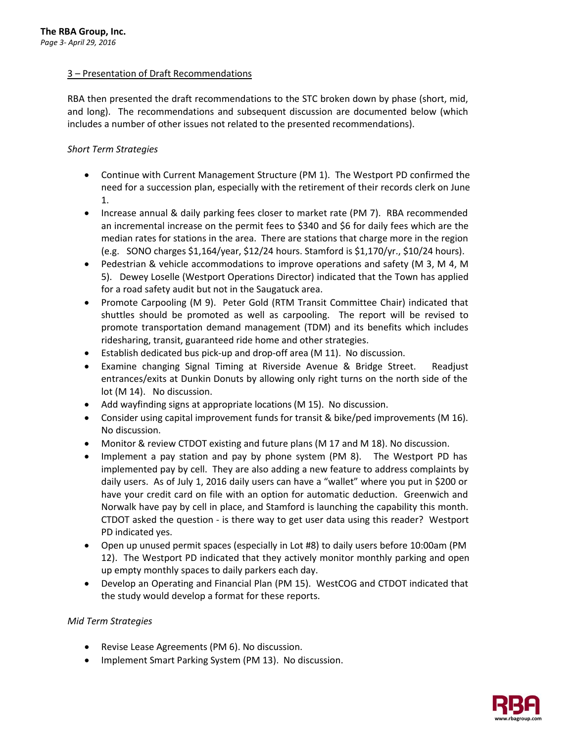3 – Presentation of Draft Recommendations

RBA then presented the draft recommendations to the STC broken down by phase (short, mid, and long). The recommendations and subsequent discussion are documented below (which includes a number of other issues not related to the presented recommendations).

*Short Term Strategies*

- Continue with Current Management Structure (PM 1). The Westport PD confirmed the need for a succession plan, especially with the retirement of their records clerk on June 1.
- Increase annual & daily parking fees closer to market rate (PM 7). RBA recommended an incremental increase on the permit fees to $340 and $6 for daily fees which are the median rates for stations in the area. There are stations that charge more in the region (e.g. SONO charges $1,164/year, $12/24 hours. Stamford is $1,170/yr., $10/24 hours).
- Pedestrian & vehicle accommodations to improve operations and safety (M 3, M 4, M 5). Dewey Loselle (Westport Operations Director) indicated that the Town has applied for a road safety audit but not in the Saugatuck area.
- Promote Carpooling (M 9). Peter Gold (RTM Transit Committee Chair) indicated that shuttles should be promoted as well as carpooling. The report will be revised to promote transportation demand management (TDM) and its benefits which includes ridesharing, transit, guaranteed ride home and other strategies.
- Establish dedicated bus pick-up and drop-off area (M 11). No discussion.
- Examine changing Signal Timing at Riverside Avenue & Bridge Street. Readjust entrances/exits at Dunkin Donuts by allowing only right turns on the north side of the lot (M 14). No discussion.
- Add wayfinding signs at appropriate locations (M 15). No discussion.
- Consider using capital improvement funds for transit & bike/ped improvements (M 16). No discussion.
- Monitor & review CTDOT existing and future plans (M 17 and M 18). No discussion.
- Implement a pay station and pay by phone system (PM 8). The Westport PD has implemented pay by cell. They are also adding a new feature to address complaints by daily users. As of July 1, 2016 daily users can have a "wallet" where you put in $200 or have your credit card on file with an option for automatic deduction. Greenwich and Norwalk have pay by cell in place, and Stamford is launching the capability this month. CTDOT asked the question - is there way to get user data using this reader? Westport PD indicated yes.
- Open up unused permit spaces (especially in Lot #8) to daily users before 10:00am (PM 12). The Westport PD indicated that they actively monitor monthly parking and open up empty monthly spaces to daily parkers each day.
- Develop an Operating and Financial Plan (PM 15). WestCOG and CTDOT indicated that the study would develop a format for these reports.

*Mid Term Strategies*

- Revise Lease Agreements (PM 6). No discussion.
- Implement Smart Parking System (PM 13). No discussion.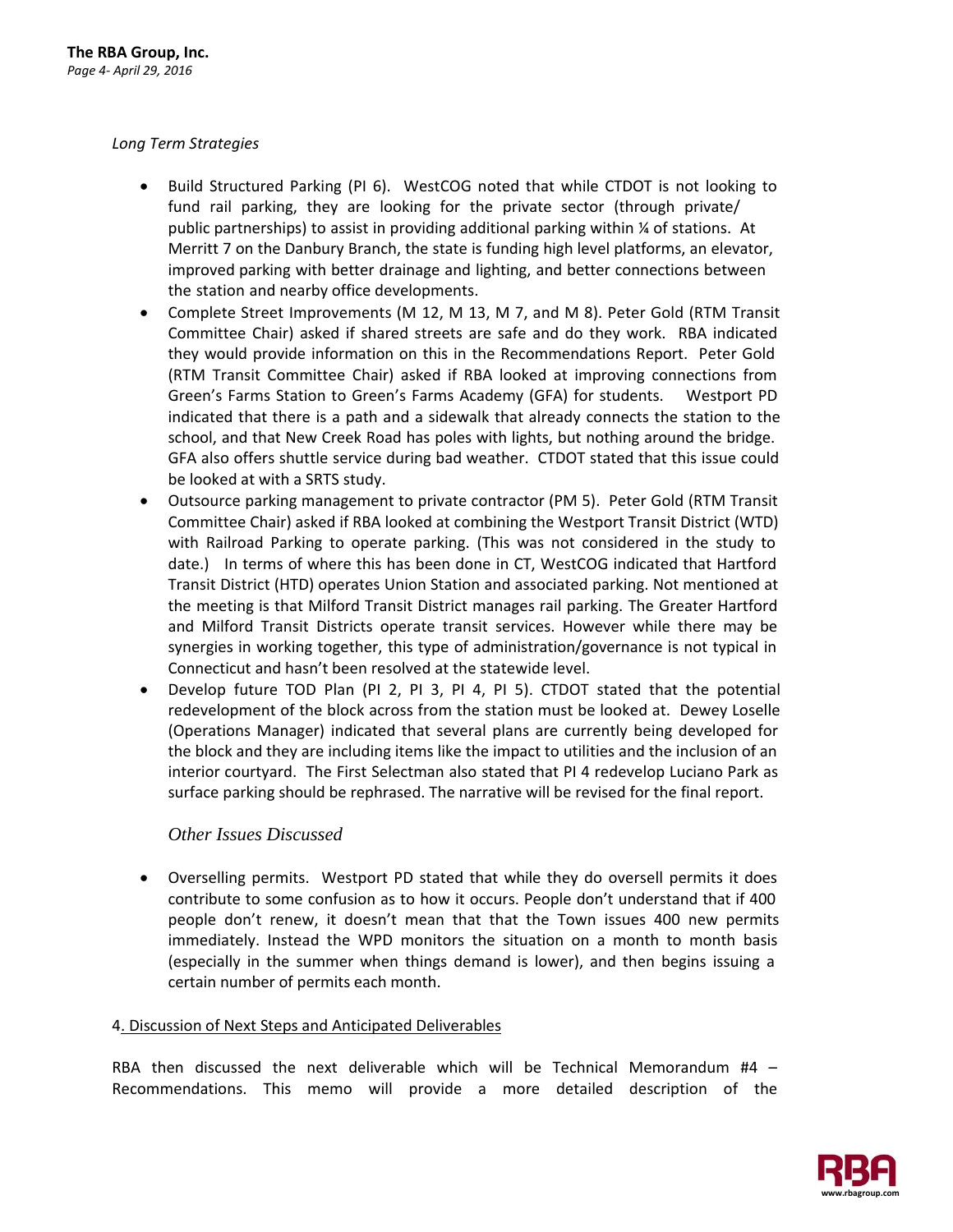*Long Term Strategies*

- Build Structured Parking (PI 6). WestCOG noted that while CTDOT is not looking to fund rail parking, they are looking for the private sector (through private/ public partnerships) to assist in providing additional parking within ¼ of stations. At Merritt 7 on the Danbury Branch, the state is funding high level platforms, an elevator, improved parking with better drainage and lighting, and better connections between the station and nearby office developments.
- Complete Street Improvements (M 12, M 13, M 7, and M 8). Peter Gold (RTM Transit Committee Chair) asked if shared streets are safe and do they work. RBA indicated they would provide information on this in the Recommendations Report. Peter Gold (RTM Transit Committee Chair) asked if RBA looked at improving connections from Green's Farms Station to Green's Farms Academy (GFA) for students. Westport PD indicated that there is a path and a sidewalk that already connects the station to the school, and that New Creek Road has poles with lights, but nothing around the bridge. GFA also offers shuttle service during bad weather. CTDOT stated that this issue could be looked at with a SRTS study.
- Outsource parking management to private contractor (PM 5). Peter Gold (RTM Transit Committee Chair) asked if RBA looked at combining the Westport Transit District (WTD) with Railroad Parking to operate parking. (This was not considered in the study to date.) In terms of where this has been done in CT, WestCOG indicated that Hartford Transit District (HTD) operates Union Station and associated parking. Not mentioned at the meeting is that Milford Transit District manages rail parking. The Greater Hartford and Milford Transit Districts operate transit services. However while there may be synergies in working together, this type of administration/governance is not typical in Connecticut and hasn't been resolved at the statewide level.
- Develop future TOD Plan (PI 2, PI 3, PI 4, PI 5). CTDOT stated that the potential redevelopment of the block across from the station must be looked at. Dewey Loselle (Operations Manager) indicated that several plans are currently being developed for the block and they are including items like the impact to utilities and the inclusion of an interior courtyard. The First Selectman also stated that PI 4 redevelop Luciano Park as surface parking should be rephrased. The narrative will be revised for the final report.

*Other Issues Discussed*

- Overselling permits. Westport PD stated that while they do oversell permits it does contribute to some confusion as to how it occurs. People don't understand that if 400 people don't renew, it doesn't mean that that the Town issues 400 new permits immediately. Instead the WPD monitors the situation on a month to month basis (especially in the summer when things demand is lower), and then begins issuing a certain number of permits each month.

4. Discussion of Next Steps and Anticipated Deliverables

RBA then discussed the next deliverable which will be Technical Memorandum #4 – Recommendations. This memo will provide a more detailed description of the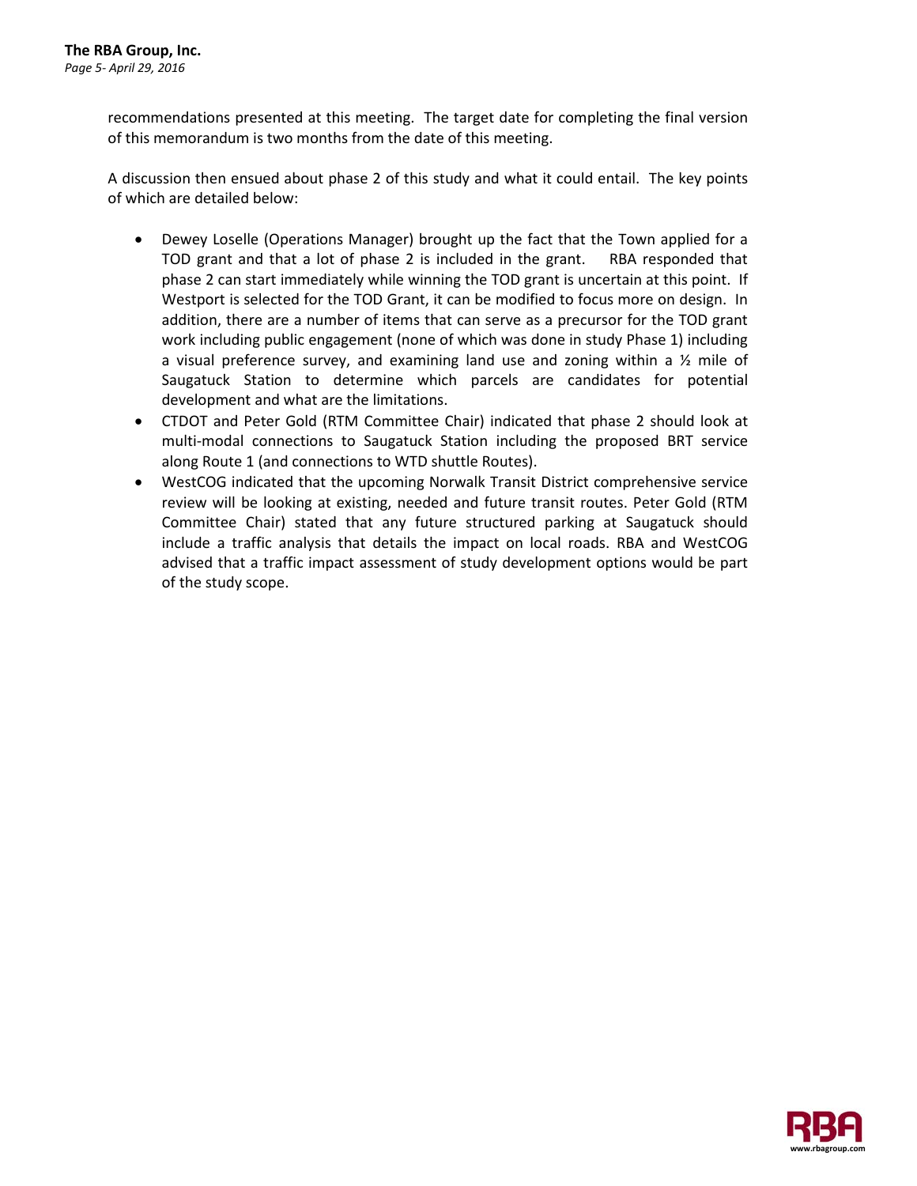recommendations presented at this meeting. The target date for completing the final version of this memorandum is two months from the date of this meeting.

A discussion then ensued about phase 2 of this study and what it could entail. The key points of which are detailed below:

- Dewey Loselle (Operations Manager) brought up the fact that the Town applied for a TOD grant and that a lot of phase 2 is included in the grant. RBA responded that phase 2 can start immediately while winning the TOD grant is uncertain at this point. If Westport is selected for the TOD Grant, it can be modified to focus more on design. In addition, there are a number of items that can serve as a precursor for the TOD grant work including public engagement (none of which was done in study Phase 1) including a visual preference survey, and examining land use and zoning within a ½ mile of Saugatuck Station to determine which parcels are candidates for potential development and what are the limitations.
- CTDOT and Peter Gold (RTM Committee Chair) indicated that phase 2 should look at multi-modal connections to Saugatuck Station including the proposed BRT service along Route 1 (and connections to WTD shuttle Routes).
- WestCOG indicated that the upcoming Norwalk Transit District comprehensive service review will be looking at existing, needed and future transit routes. Peter Gold (RTM Committee Chair) stated that any future structured parking at Saugatuck should include a traffic analysis that details the impact on local roads. RBA and WestCOG advised that a traffic impact assessment of study development options would be part of the study scope.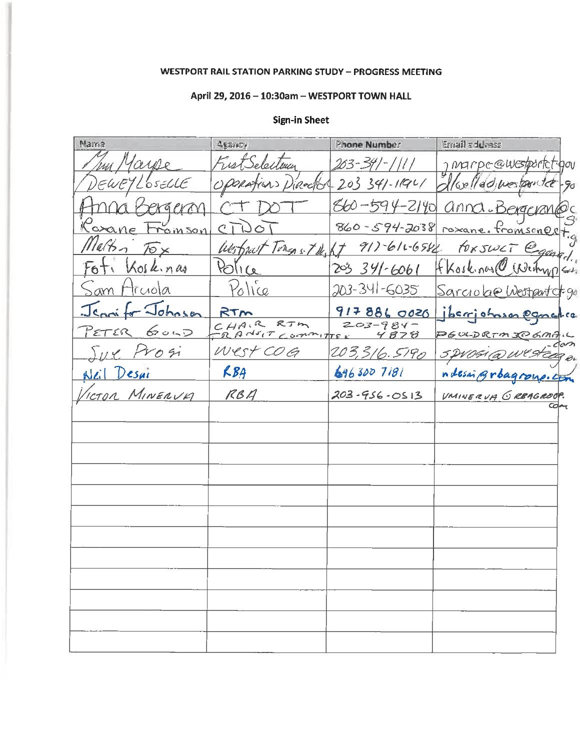**WESTPORT RAIL STATION PARKING STUDY – PROGRESS MEETING**

**April 29, 2016 – 10:30am – WESTPORT TOWN HALL**

**Sign-in Sheet**

| Name | Agency | Phone Number | Email address |
|---|---|---|---|
| Jim Marpe | First Selectman | 203-341-1111 | jmarpe@westportct.gov |
| DEWEY LOSELLE | Operations Director | 203 341-1961 | dloselle@westportct.gov |
| Anna Bergeron | CT DOT | 860-594-2140 | anna.Bergeron@ct.gov |
| Roxane Fromson | CTDOT | 860-594-2038 | roxane.fromson@ct.gov |
| Martin Fox | Westport Transit District | 917-616-6582 | foxSWCT@gmail.com |
| Foti Koskinas | Police | 203 341-6061 | fkoskinas@westportct.gov |
| Sam Arciola | Police | 203-341-6035 | Sarciola@westportct.gov |
| Jennifer Johnson | RTM | 917 886 0020 | jberrjohnson@gmail.com |
| PETER GOLD | CHAIR RTM TRANSIT COMMITTEE | 203-984-4878 | PGOLDRTM3@GMAIL.com |
| Sue Prosi | WestCOG | 203.316.5190 | sprosi@westcog.org |
| Neil Desai | RBA | 646 300 7181 | ndesai@rbagroup.com |
| VICTOR MINERVA | RBA | 203-956-0513 | VMINERVA@RBAGROUP.com |
| | | | |
| | | | |
| | | | |
| | | | |
| | | | |
| | | | |
| | | | |
| | | | |
| | | | |
| | | | |
| | | | |
| | | | |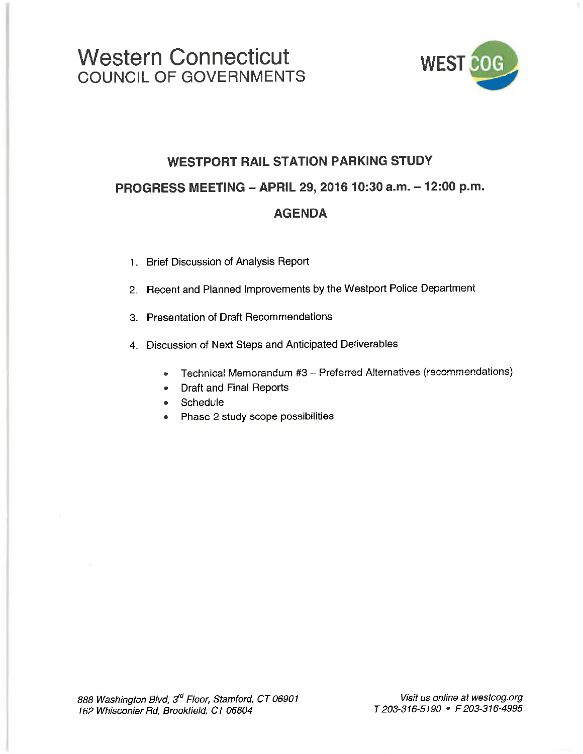# Western Connecticut
## COUNCIL OF GOVERNMENTS

WEST COG

## WESTPORT RAIL STATION PARKING STUDY

## PROGRESS MEETING – APRIL 29, 2016 10:30 a.m. – 12:00 p.m.

## AGENDA

1. Brief Discussion of Analysis Report
2. Recent and Planned Improvements by the Westport Police Department
3. Presentation of Draft Recommendations
4. Discussion of Next Steps and Anticipated Deliverables
   - Technical Memorandum #3 – Preferred Alternatives (recommendations)
   - Draft and Final Reports
   - Schedule
   - Phase 2 study scope possibilities

*888 Washington Blvd, 3rd Floor, Stamford, CT 06901*
*162 Whisconier Rd, Brookfield, CT 06804*

*Visit us online at westcog.org*
*T 203-316-5190 • F 203-316-4995*